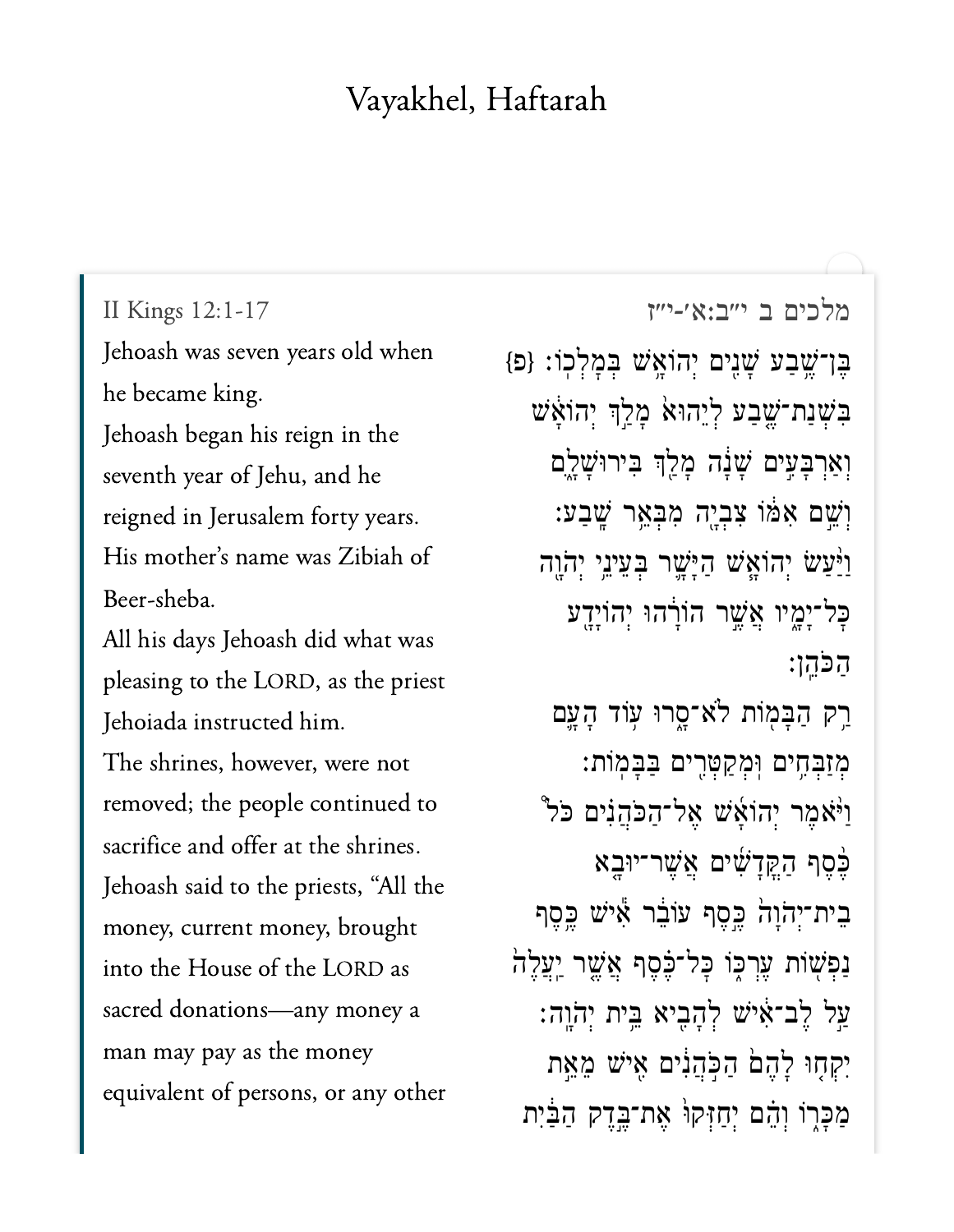# Vayakhel, Haftarah

II Kings 12:1-17

Jehoash was seven years old when he became king.

Jehoash began his reign in the seventh year of Jehu, and he reigned in Jerusalem forty years. His mother's name was Zibiah of Beer-sheba.

All his days Jehoash did what was pleasing to the LORD, as the priest Jehoiada instructed him.

The shrines, however, were not removed; the people continued to sacrifice and offer at the shrines.

Jehoash said to the priests, "All the money, current money, brought into the House of the LORD as sacred donations—any money a man may pay as the money equivalent of persons, or any other

מלכים ב י״ב:א׳-י״ז

בֶּן־שֶׁ֥בַע שָׁנִ֖ים יְהוֹאָ֥שׁ בְּמׇלְכֽוֹ׃ {פ}

בִּשְׁנַת־שֶׁ֤בַע לְיֵהוּא֙ מָלַ֣ךְ יְהוֹאָ֔שׁ וְאַרְבָּעִ֣ים שָׁנָ֔ה מָלַ֖ךְ בִּירוּשָׁלָ֑͏ִם וְשֵׁ֣ם אִמּ֔וֹ צִבְיָ֖ה מִבְּאֵ֥ר שָֽׁבַע׃

וַיַּ֨עַשׂ יְהוֹאָ֥שׁ הַיָּשָׁ֛ר בְּעֵינֵ֥י יְהֹוָ֖ה כׇּל־יָמָ֑יו אֲשֶׁ֣ר הוֹרָ֔הוּ יְהוֹיָדָ֖ע הַכֹּהֵֽן׃

רַ֥ק הַבָּמ֖וֹת לֹא־סָ֑רוּ ע֥וֹד הָעָ֛ם מְזַבְּחִ֥ים וּמְקַטְּרִ֖ים בַּבָּמֽוֹת׃

וַיֹּ֨אמֶר יְהוֹאָ֜שׁ אֶל־הַכֹּהֲנִ֗ים כֹּל֩ כֶּ֨סֶף הַקֳּדָשִׁ֜ים אֲשֶׁר־יוּבָ֤א בֵית־יְהֹוָה֙ כֶּ֣סֶף עוֹבֵ֔ר אִ֛ישׁ כֶּ֥סֶף נַפְשׁ֖וֹת עֶרְכּ֑וֹ כׇּל־כֶּ֗סֶף אֲשֶׁ֤ר יַעֲלֶה֙ עַ֣ל לֶב־אִ֔ישׁ לְהָבִ֖יא בֵּ֥ית יְהֹוָֽה׃

יִקְח֤וּ לָהֶם֙ הַכֹּ֣הֲנִ֔ים אִ֖ישׁ מֵאֵ֣ת מַכָּר֑וֹ וְהֵ֗ם יְחַזְּקוּ֙ אֶת־בֶּ֣דֶק הַבַּ֔יִת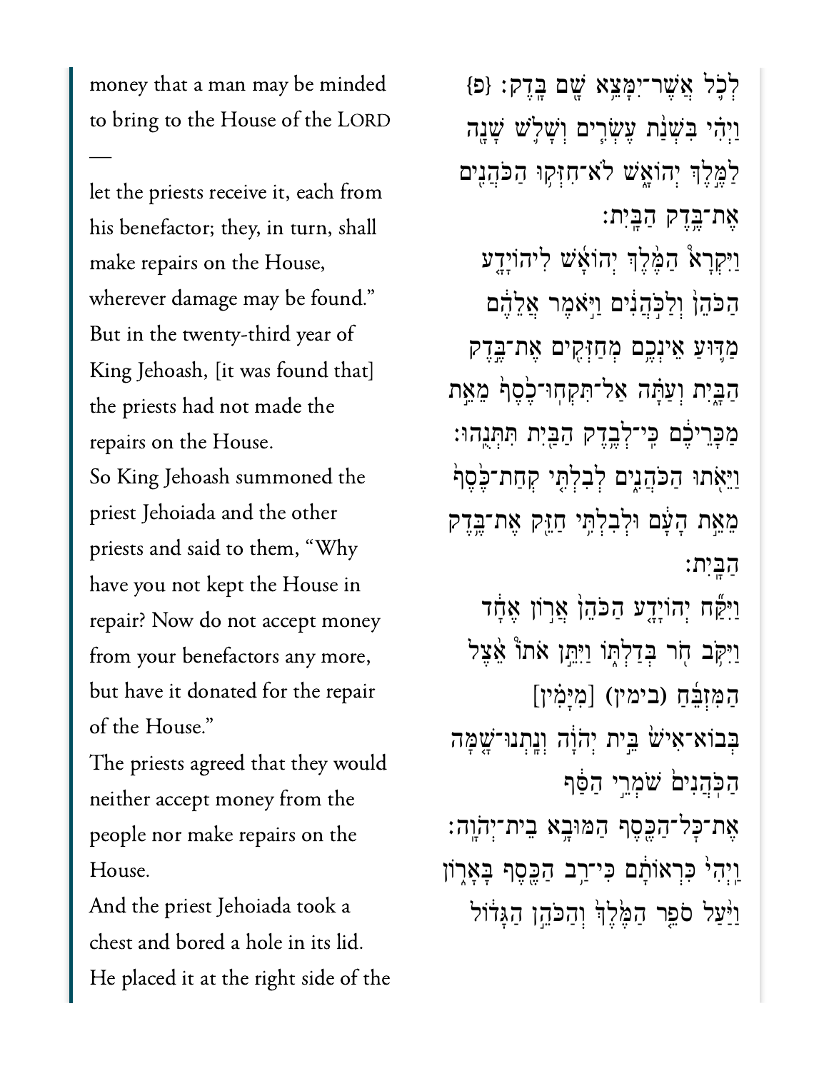money that a man may be minded to bring to the House of the LORD —

let the priests receive it, each from his benefactor; they, in turn, shall make repairs on the House, wherever damage may be found."

But in the twenty-third year of King Jehoash, [it was found that] the priests had not made the repairs on the House.

So King Jehoash summoned the priest Jehoiada and the other priests and said to them, "Why have you not kept the House in repair? Now do not accept money from your benefactors any more, but have it donated for the repair of the House."

The priests agreed that they would neither accept money from the people nor make repairs on the House.

And the priest Jehoiada took a chest and bored a hole in its lid. He placed it at the right side of the

לְכֹ֛ל אֲשֶׁר־יִמָּצֵ֥א שָׁ֖ם בָּֽדֶק׃ {פ}

וַיְהִ֗י בִּשְׁנַ֨ת עֶשְׂרִ֧ים וְשָׁלֹ֛שׁ שָׁנָ֖ה לַמֶּ֣לֶךְ יְהוֹאָ֑שׁ לֹֽא־חִזְּק֥וּ הַכֹּהֲנִ֖ים אֶת־בֶּ֥דֶק הַבָּֽיִת׃

וַיִּקְרָא֩ הַמֶּ֨לֶךְ יְהוֹאָ֜שׁ לִיהוֹיָדָ֣ע הַכֹּהֵ֗ן וְלַכֹּֽהֲנִים֙ וַיֹּ֣אמֶר אֲלֵהֶ֔ם מַדּ֥וּעַ אֵינְכֶ֛ם מְחַזְּקִ֖ים אֶת־בֶּ֣דֶק הַבָּ֑יִת וְעַתָּ֗ה אַל־תִּקְחוּ־כֶ֙סֶף֙ מֵאֵ֣ת מַכָּרֵיכֶ֔ם כִּֽי־לְבֶ֥דֶק הַבַּ֖יִת תִּתְּנֻֽהוּ׃

וַיֵּאֹ֖תוּ הַכֹּהֲנִ֑ים לְבִלְתִּ֤י קְחַת־כֶּ֙סֶף֙ מֵאֵ֣ת הָעָ֔ם וּלְבִלְתִּ֥י חַזֵּ֖ק אֶת־בֶּ֥דֶק הַבָּֽיִת׃

וַיִּקַּ֞ח יְהוֹיָדָ֣ע הַכֹּהֵ֗ן אֲר֣וֹן אֶחָ֔ד וַיִּקֹּ֥ב חֹ֖ר בְּדַלְתּ֑וֹ וַיִּתֵּ֣ן אֹת֡וֹ אֵ֠צֶל הַמִּזְבֵּ֜חַ (בימין) [מִיָּמִ֗ין]

בְּבוֹא־אִישׁ֙ בֵּ֣ית יְהֹוָ֔ה וְנָ֤תְנוּ־שָׁ֙מָּה֙ הַכֹּהֲנִים֙ שֹׁמְרֵ֣י הַסַּ֔ף

אֶת־כָּל־הַכֶּ֖סֶף הַמּוּבָ֥א בֵית־יְהֹוָֽה׃

וַיְהִי֙ כִּרְאוֹתָ֔ם כִּי־רַ֥ב הַכֶּ֖סֶף בָּאָר֑וֹן וַיַּ֨עַל סֹפֵ֤ר הַמֶּ֙לֶךְ֙ וְהַכֹּהֵ֣ן הַגָּד֔וֹל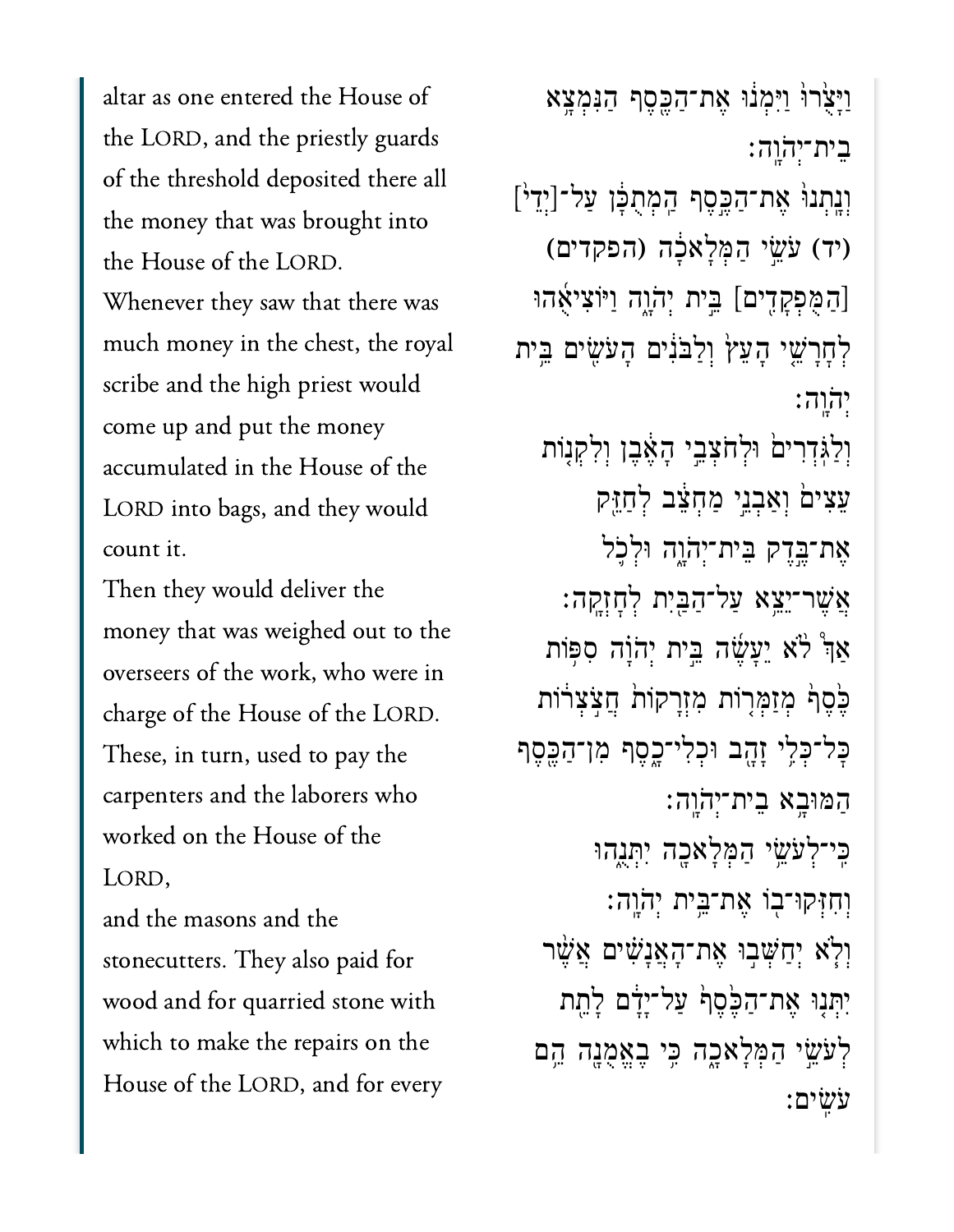altar as one entered the House of the LORD, and the priestly guards of the threshold deposited there all the money that was brought into the House of the LORD.

Whenever they saw that there was much money in the chest, the royal scribe and the high priest would come up and put the money accumulated in the House of the LORD into bags, and they would count it.

Then they would deliver the money that was weighed out to the overseers of the work, who were in charge of the House of the LORD. These, in turn, used to pay the carpenters and the laborers who worked on the House of the LORD,

and the masons and the stonecutters. They also paid for wood and for quarried stone with which to make the repairs on the House of the LORD, and for every

וַיָּצֻ֙רוּ֙ וַיִּמְנ֔וּ אֶת־הַכֶּ֖סֶף הַנִּמְצָ֥א בֵית־יְהֹוָֽה׃

וְנָֽתְנוּ֙ אֶת־הַכֶּ֣סֶף הַֽמְתֻכָּ֔ן עַל־[יְדֵי֙] (יד) עֹשֵׂ֣י הַמְּלָאכָ֔ה (הפקדים) [הַמֻּפְקָדִ֖ים] בֵּ֣ית יְהֹוָ֑ה וַיּֽוֹצִיאֻ֜הוּ לְחָרָשֵׁ֤י הָעֵץ֙ וְלַבֹּנִ֔ים הָעֹשִׂ֖ים בֵּ֥ית יְהֹוָֽה׃

וְלַגֹּֽדְרִים֙ וּלְחֹצְבֵ֣י הָאֶ֔בֶן וְלִקְנ֤וֹת עֵצִים֙ וְאַבְנֵ֣י מַחְצֵ֔ב לְחַזֵּ֖ק אֶת־בֶּ֣דֶק בֵּית־יְהֹוָ֑ה וּלְכֹ֛ל אֲשֶׁר־יֵצֵ֥א עַל־הַבַּ֖יִת לְחׇזְקָֽה׃

אַ֠ךְ לֹ֣א יֵעָשֶׂ֞ה בֵּ֣ית יְהֹוָ֗ה סִפּ֥וֹת כֶּ֙סֶף֙ מְזַמְּר֣וֹת מִזְרָק֣וֹת חֲצֹֽצְר֔וֹת כׇּל־כְּלִ֥י זָהָ֖ב וּכְלִי־כָ֑סֶף מִן־הַכֶּ֖סֶף הַמּוּבָ֥א בֵית־יְהֹוָֽה׃

כִּֽי־לְעֹשֵׂ֥י הַמְּלָאכָ֖ה יִתְּנֻ֑הוּ וְחִזְּקוּ־ב֖וֹ אֶת־בֵּ֥ית יְהֹוָֽה׃

וְלֹ֧א יְחַשְּׁב֣וּ אֶת־הָאֲנָשִׁ֗ים אֲשֶׁ֨ר יִתְּנ֤וּ אֶת־הַכֶּ֙סֶף֙ עַל־יָדָ֔ם לָתֵ֖ת לְעֹשֵׂ֣י הַמְּלָאכָ֑ה כִּ֥י בֶאֱמֻנָ֖ה הֵ֥ם עֹשִֽׂים׃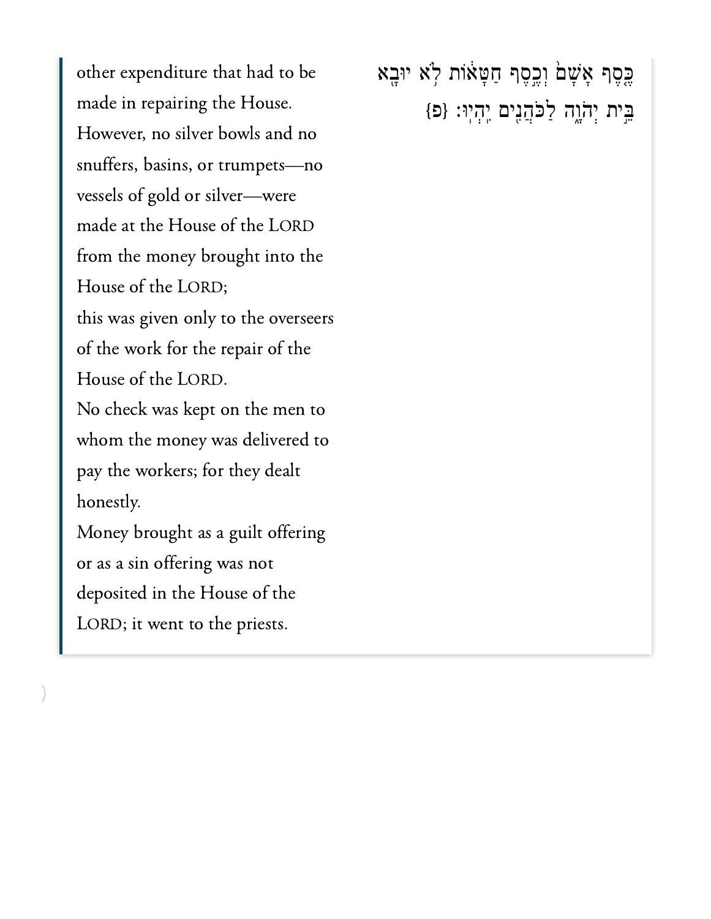other expenditure that had to be made in repairing the House.

However, no silver bowls and no snuffers, basins, or trumpets—no vessels of gold or silver—were made at the House of the LORD from the money brought into the House of the LORD;

this was given only to the overseers of the work for the repair of the House of the LORD.

No check was kept on the men to whom the money was delivered to pay the workers; for they dealt honestly.

Money brought as a guilt offering or as a sin offering was not deposited in the House of the LORD; it went to the priests.

כֶּ֤סֶף אָשָׁם֙ וְכֶ֣סֶף חַטָּא֔וֹת לֹ֥א יוּבָ֖א בֵּ֣ית יְהֹוָ֑ה לַכֹּהֲנִ֖ים יִהְיֽוּ׃ {פ}